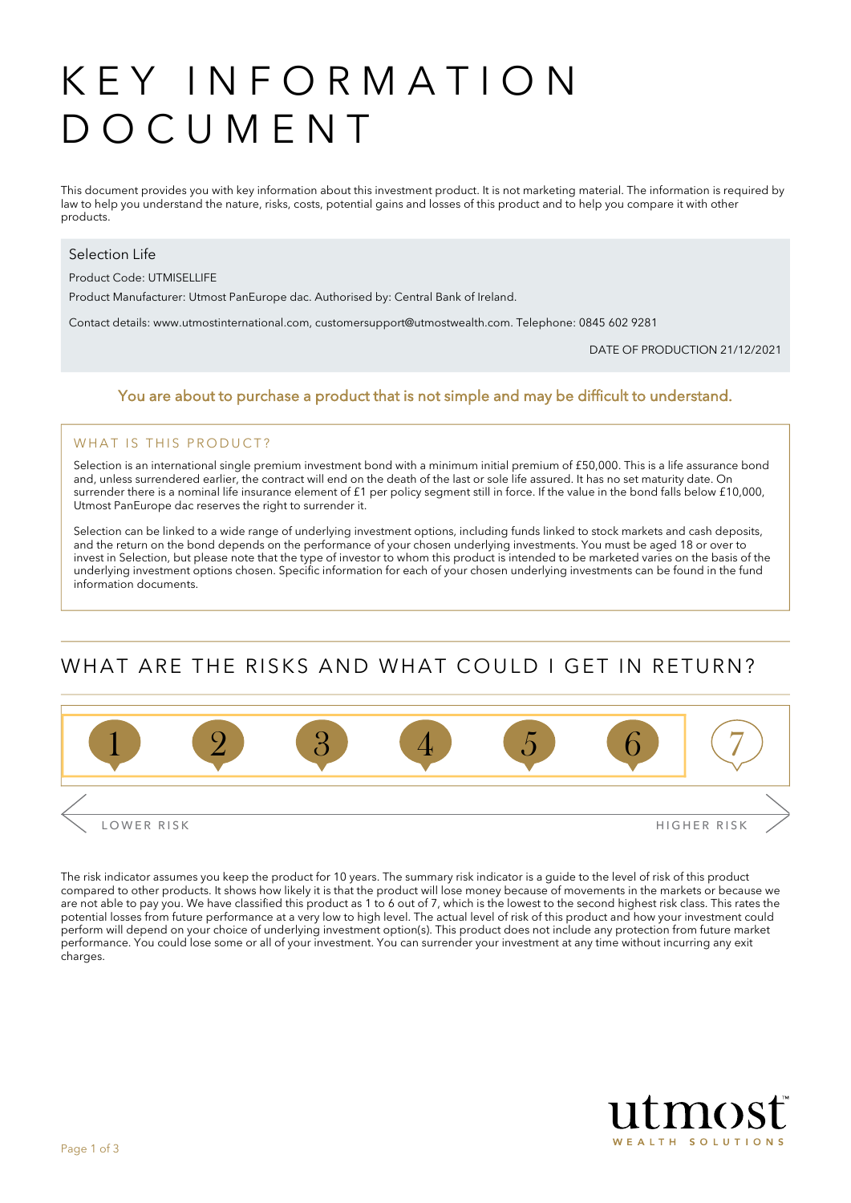# KEY INFORMATION DOCUMENT

This document provides you with key information about this investment product. It is not marketing material. The information is required by law to help you understand the nature, risks, costs, potential gains and losses of this product and to help you compare it with other products.

**Selection Life**

Product Code: UTMISELLIFE

Product Manufacturer: Utmost PanEurope dac. Authorised by: Central Bank of Ireland.

Contact details: www.utmostinternational.com, customersupport@utmostwealth.com. Telephone: 0845 602 9281

DATE OF PRODUCTION 21/12/2021

**You are about to purchase a product that is not simple and may be difficult to understand.**

## WHAT IS THIS PRODUCT?

Selection is an international single premium investment bond with a minimum initial premium of £50,000. This is a life assurance bond and, unless surrendered earlier, the contract will end on the death of the last or sole life assured. It has no set maturity date. On surrender there is a nominal life insurance element of £1 per policy segment still in force. If the value in the bond falls below £10,000, Utmost PanEurope dac reserves the right to surrender it.

Selection can be linked to a wide range of underlying investment options, including funds linked to stock markets and cash deposits, and the return on the bond depends on the performance of your chosen underlying investments. You must be aged 18 or over to invest in Selection, but please note that the type of investor to whom this product is intended to be marketed varies on the basis of the underlying investment options chosen. Specific information for each of your chosen underlying investments can be found in the fund information documents.

## WHAT ARE THE RISKS AND WHAT COULD I GET IN RETURN?

| 1 | 2 | 3 | 4 | 5 | 6 | 7 |
|---|---|---|---|---|---|---|

LOWER RISK — HIGHER RISK

The risk indicator assumes you keep the product for 10 years. The summary risk indicator is a guide to the level of risk of this product compared to other products. It shows how likely it is that the product will lose money because of movements in the markets or because we are not able to pay you. We have classified this product as 1 to 6 out of 7, which is the lowest to the second highest risk class. This rates the potential losses from future performance at a very low to high level. The actual level of risk of this product and how your investment could perform will depend on your choice of underlying investment option(s). This product does not include any protection from future market performance. You could lose some or all of your investment. You can surrender your investment at any time without incurring any exit charges.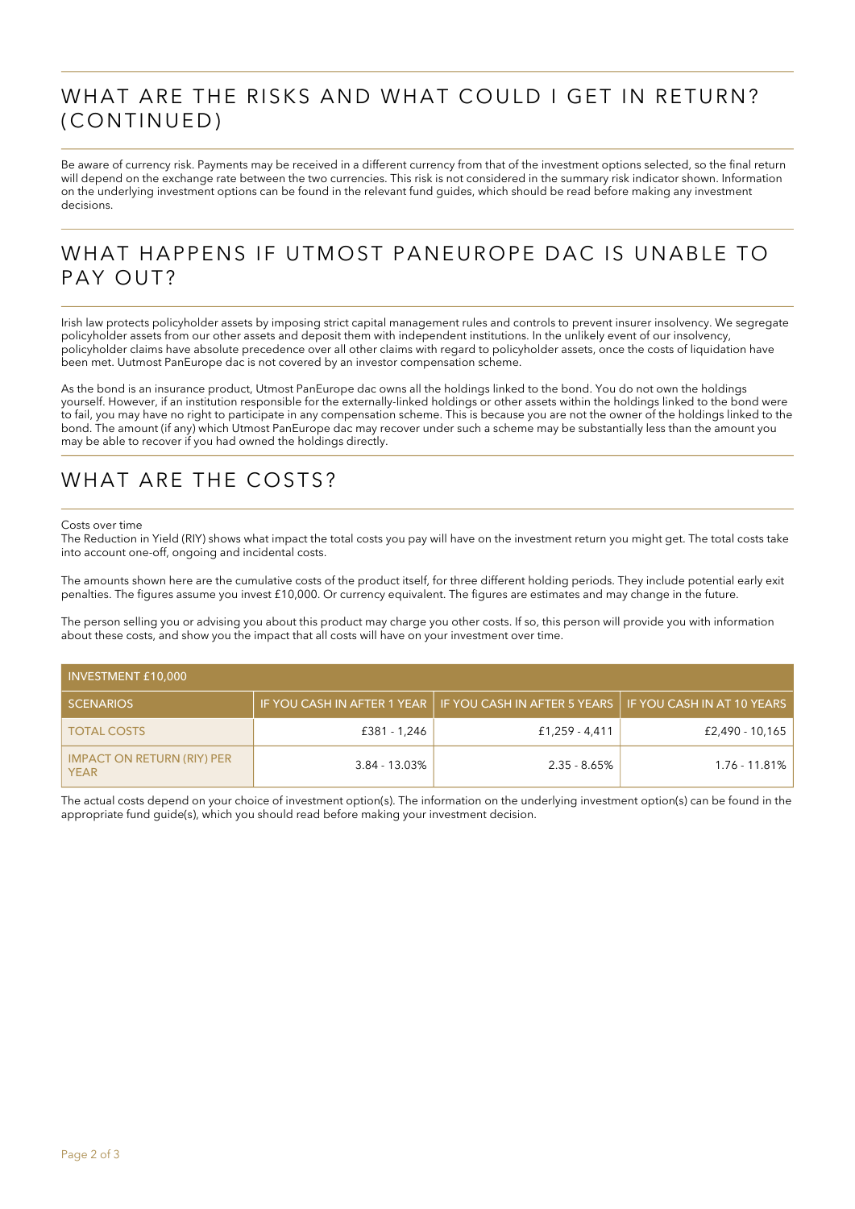## WHAT ARE THE RISKS AND WHAT COULD I GET IN RETURN? (CONTINUED)

Be aware of currency risk. Payments may be received in a different currency from that of the investment options selected, so the final return will depend on the exchange rate between the two currencies. This risk is not considered in the summary risk indicator shown. Information on the underlying investment options can be found in the relevant fund guides, which should be read before making any investment decisions.

## WHAT HAPPENS IF UTMOST PANEUROPE DAC IS UNABLE TO PAY OUT?

Irish law protects policyholder assets by imposing strict capital management rules and controls to prevent insurer insolvency. We segregate policyholder assets from our other assets and deposit them with independent institutions. In the unlikely event of our insolvency, policyholder claims have absolute precedence over all other claims with regard to policyholder assets, once the costs of liquidation have been met. Uutmost PanEurope dac is not covered by an investor compensation scheme.

As the bond is an insurance product, Utmost PanEurope dac owns all the holdings linked to the bond. You do not own the holdings yourself. However, if an institution responsible for the externally-linked holdings or other assets within the holdings linked to the bond were to fail, you may have no right to participate in any compensation scheme. This is because you are not the owner of the holdings linked to the bond. The amount (if any) which Utmost PanEurope dac may recover under such a scheme may be substantially less than the amount you may be able to recover if you had owned the holdings directly.

## WHAT ARE THE COSTS?

Costs over time

The Reduction in Yield (RIY) shows what impact the total costs you pay will have on the investment return you might get. The total costs take into account one-off, ongoing and incidental costs.

The amounts shown here are the cumulative costs of the product itself, for three different holding periods. They include potential early exit penalties. The figures assume you invest £10,000. Or currency equivalent. The figures are estimates and may change in the future.

The person selling you or advising you about this product may charge you other costs. If so, this person will provide you with information about these costs, and show you the impact that all costs will have on your investment over time.

| INVESTMENT £10,000 | | | |
|---|---|---|---|
| SCENARIOS | IF YOU CASH IN AFTER 1 YEAR | IF YOU CASH IN AFTER 5 YEARS | IF YOU CASH IN AT 10 YEARS |
| TOTAL COSTS | £381 - 1,246 | £1,259 - 4,411 | £2,490 - 10,165 |
| IMPACT ON RETURN (RIY) PER YEAR | 3.84 - 13.03% | 2.35 - 8.65% | 1.76 - 11.81% |

The actual costs depend on your choice of investment option(s). The information on the underlying investment option(s) can be found in the appropriate fund guide(s), which you should read before making your investment decision.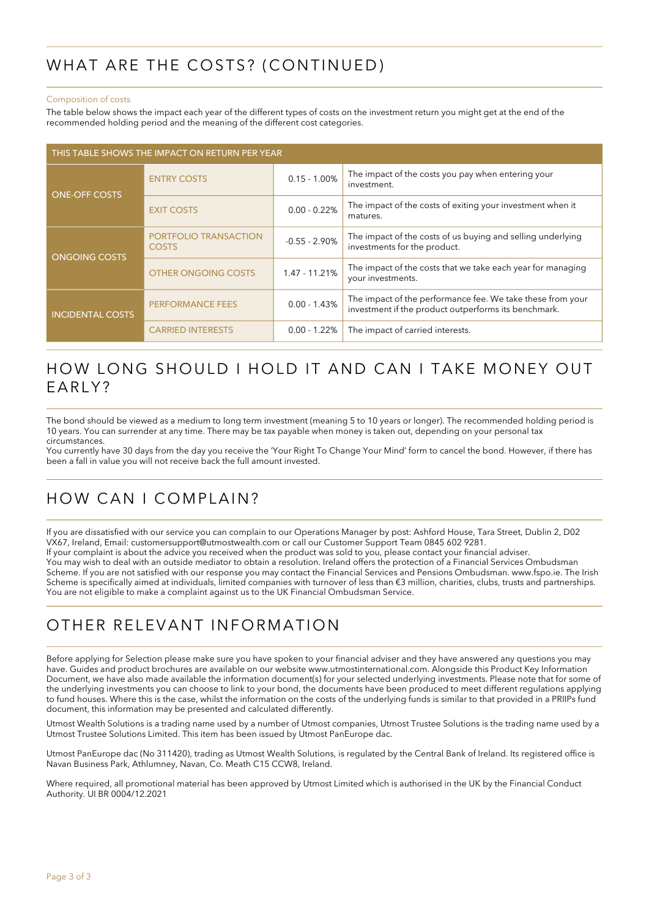## WHAT ARE THE COSTS? (CONTINUED)

### Composition of costs

The table below shows the impact each year of the different types of costs on the investment return you might get at the end of the recommended holding period and the meaning of the different cost categories.

| THIS TABLE SHOWS THE IMPACT ON RETURN PER YEAR | | | |
|---|---|---|---|
| ONE-OFF COSTS | ENTRY COSTS | 0.15 - 1.00% | The impact of the costs you pay when entering your investment. |
| | EXIT COSTS | 0.00 - 0.22% | The impact of the costs of exiting your investment when it matures. |
| ONGOING COSTS | PORTFOLIO TRANSACTION COSTS | -0.55 - 2.90% | The impact of the costs of us buying and selling underlying investments for the product. |
| | OTHER ONGOING COSTS | 1.47 - 11.21% | The impact of the costs that we take each year for managing your investments. |
| INCIDENTAL COSTS | PERFORMANCE FEES | 0.00 - 1.43% | The impact of the performance fee. We take these from your investment if the product outperforms its benchmark. |
| | CARRIED INTERESTS | 0.00 - 1.22% | The impact of carried interests. |

## HOW LONG SHOULD I HOLD IT AND CAN I TAKE MONEY OUT EARLY?

The bond should be viewed as a medium to long term investment (meaning 5 to 10 years or longer). The recommended holding period is 10 years. You can surrender at any time. There may be tax payable when money is taken out, depending on your personal tax circumstances.
You currently have 30 days from the day you receive the 'Your Right To Change Your Mind' form to cancel the bond. However, if there has been a fall in value you will not receive back the full amount invested.

## HOW CAN I COMPLAIN?

If you are dissatisfied with our service you can complain to our Operations Manager by post: Ashford House, Tara Street, Dublin 2, D02 VX67, Ireland, Email: customersupport@utmostwealth.com or call our Customer Support Team 0845 602 9281.
If your complaint is about the advice you received when the product was sold to you, please contact your financial adviser.
You may wish to deal with an outside mediator to obtain a resolution. Ireland offers the protection of a Financial Services Ombudsman Scheme. If you are not satisfied with our response you may contact the Financial Services and Pensions Ombudsman. www.fspo.ie. The Irish Scheme is specifically aimed at individuals, limited companies with turnover of less than €3 million, charities, clubs, trusts and partnerships. You are not eligible to make a complaint against us to the UK Financial Ombudsman Service.

## OTHER RELEVANT INFORMATION

Before applying for Selection please make sure you have spoken to your financial adviser and they have answered any questions you may have. Guides and product brochures are available on our website www.utmostinternational.com. Alongside this Product Key Information Document, we have also made available the information document(s) for your selected underlying investments. Please note that for some of the underlying investments you can choose to link to your bond, the documents have been produced to meet different regulations applying to fund houses. Where this is the case, whilst the information on the costs of the underlying funds is similar to that provided in a PRIIPs fund document, this information may be presented and calculated differently.

Utmost Wealth Solutions is a trading name used by a number of Utmost companies, Utmost Trustee Solutions is the trading name used by a Utmost Trustee Solutions Limited. This item has been issued by Utmost PanEurope dac.

Utmost PanEurope dac (No 311420), trading as Utmost Wealth Solutions, is regulated by the Central Bank of Ireland. Its registered office is Navan Business Park, Athlumney, Navan, Co. Meath C15 CCW8, Ireland.

Where required, all promotional material has been approved by Utmost Limited which is authorised in the UK by the Financial Conduct Authority. UI BR 0004/12.2021